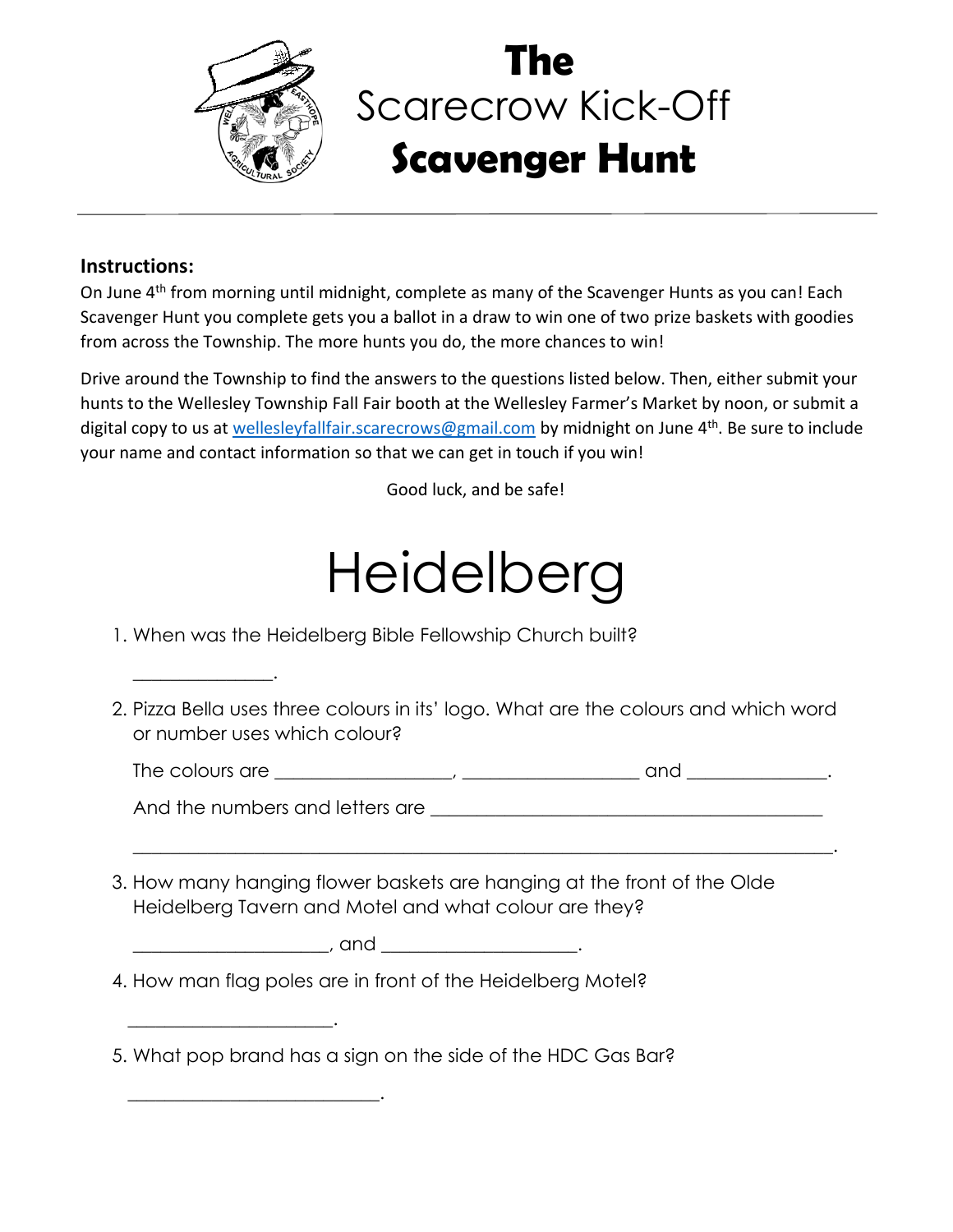# The Scarecrow Kick-Off Scavenger Hunt

---

**Instructions:**

On June 4th from morning until midnight, complete as many of the Scavenger Hunts as you can! Each Scavenger Hunt you complete gets you a ballot in a draw to win one of two prize baskets with goodies from across the Township. The more hunts you do, the more chances to win!

Drive around the Township to find the answers to the questions listed below. Then, either submit your hunts to the Wellesley Township Fall Fair booth at the Wellesley Farmer's Market by noon, or submit a digital copy to us at wellesleyfallfair.scarecrows@gmail.com by midnight on June 4th. Be sure to include your name and contact information so that we can get in touch if you win!

Good luck, and be safe!

# Heidelberg

1. When was the Heidelberg Bible Fellowship Church built?

   _______________.

2. Pizza Bella uses three colours in its' logo. What are the colours and which word or number uses which colour?

   The colours are __________________, __________________ and ______________.

   And the numbers and letters are ________________________________________

   ______________________________________________________________________.

3. How many hanging flower baskets are hanging at the front of the Olde Heidelberg Tavern and Motel and what colour are they?

   ____________________, and ____________________.

4. How man flag poles are in front of the Heidelberg Motel?

   ______________________.

5. What pop brand has a sign on the side of the HDC Gas Bar?

   ___________________________.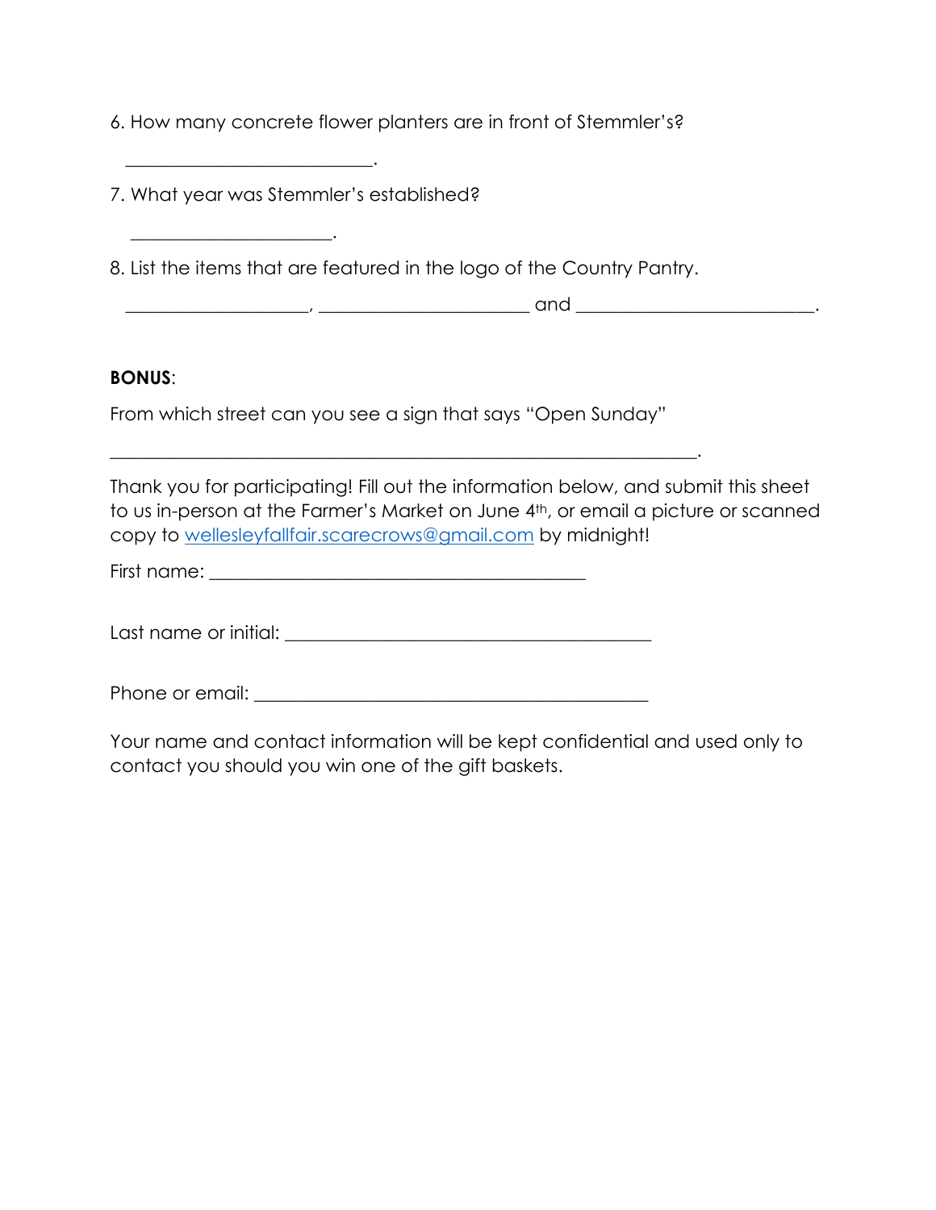6. How many concrete flower planters are in front of Stemmler's?

   ___________________________.

7. What year was Stemmler's established?

   ______________________.

8. List the items that are featured in the logo of the Country Pantry.

   ____________________, _______________________ and __________________________.

**BONUS**:

From which street can you see a sign that says "Open Sunday"

_________________________________________________________________.

Thank you for participating! Fill out the information below, and submit this sheet to us in-person at the Farmer's Market on June 4th, or email a picture or scanned copy to wellesleyfallfair.scarecrows@gmail.com by midnight!

First name: __________________________________________

Last name or initial: _________________________________________

Phone or email: ___________________________________________

Your name and contact information will be kept confidential and used only to contact you should you win one of the gift baskets.